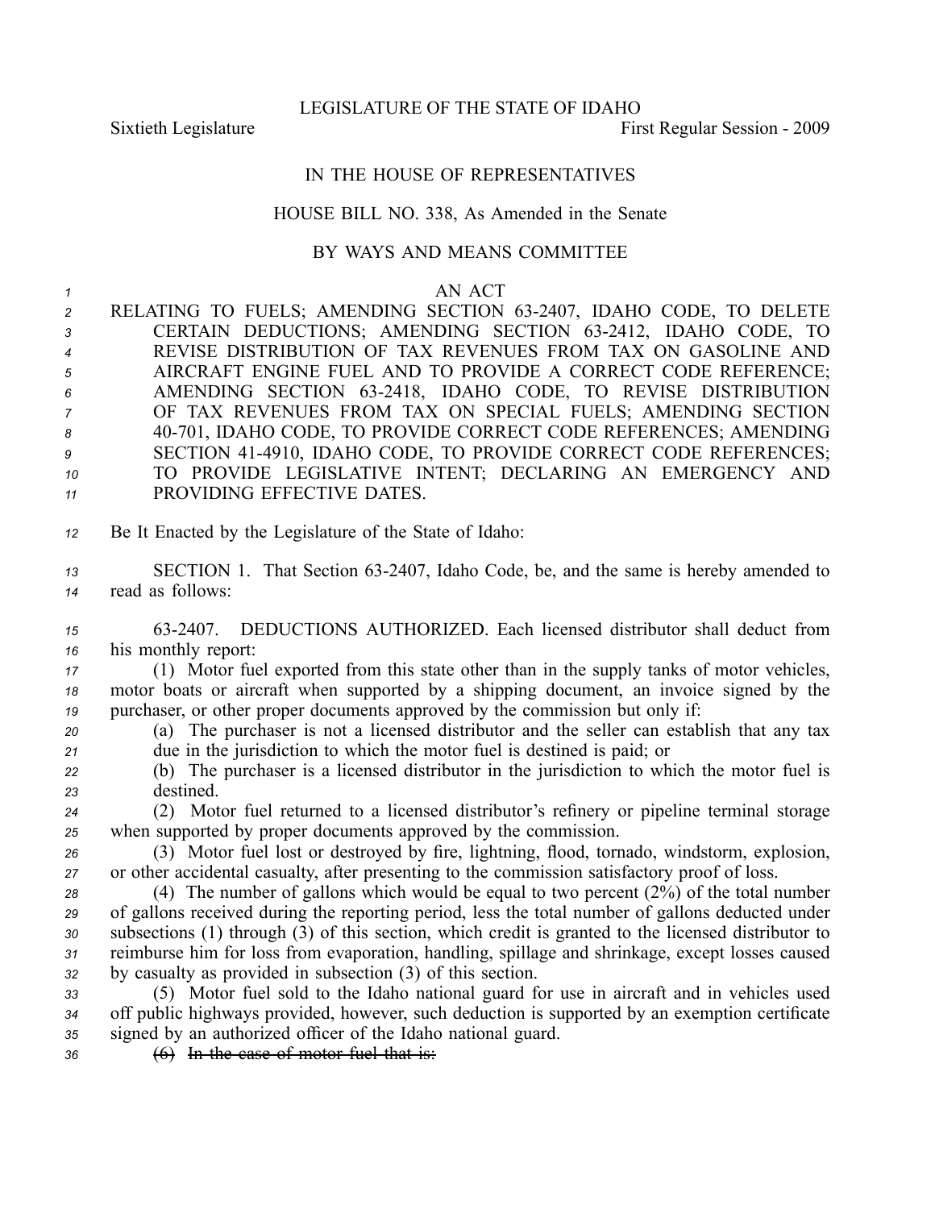LEGISLATURE OF THE STATE OF IDAHO

Sixtieth Legislature First Regular Session - 2009

IN THE HOUSE OF REPRESENTATIVES

HOUSE BILL NO. 338, As Amended in the Senate

BY WAYS AND MEANS COMMITTEE

AN ACT

RELATING TO FUELS; AMENDING SECTION 63-2407, IDAHO CODE, TO DELETE CERTAIN DEDUCTIONS; AMENDING SECTION 63-2412, IDAHO CODE, TO REVISE DISTRIBUTION OF TAX REVENUES FROM TAX ON GASOLINE AND AIRCRAFT ENGINE FUEL AND TO PROVIDE A CORRECT CODE REFERENCE; AMENDING SECTION 63-2418, IDAHO CODE, TO REVISE DISTRIBUTION OF TAX REVENUES FROM TAX ON SPECIAL FUELS; AMENDING SECTION 40-701, IDAHO CODE, TO PROVIDE CORRECT CODE REFERENCES; AMENDING SECTION 41-4910, IDAHO CODE, TO PROVIDE CORRECT CODE REFERENCES; TO PROVIDE LEGISLATIVE INTENT; DECLARING AN EMERGENCY AND PROVIDING EFFECTIVE DATES.

Be It Enacted by the Legislature of the State of Idaho:

SECTION 1. That Section 63-2407, Idaho Code, be, and the same is hereby amended to read as follows:

63-2407. DEDUCTIONS AUTHORIZED. Each licensed distributor shall deduct from his monthly report:

(1) Motor fuel exported from this state other than in the supply tanks of motor vehicles, motor boats or aircraft when supported by a shipping document, an invoice signed by the purchaser, or other proper documents approved by the commission but only if:

(a) The purchaser is not a licensed distributor and the seller can establish that any tax due in the jurisdiction to which the motor fuel is destined is paid; or

(b) The purchaser is a licensed distributor in the jurisdiction to which the motor fuel is destined.

(2) Motor fuel returned to a licensed distributor's refinery or pipeline terminal storage when supported by proper documents approved by the commission.

(3) Motor fuel lost or destroyed by fire, lightning, flood, tornado, windstorm, explosion, or other accidental casualty, after presenting to the commission satisfactory proof of loss.

(4) The number of gallons which would be equal to two percent (2%) of the total number of gallons received during the reporting period, less the total number of gallons deducted under subsections (1) through (3) of this section, which credit is granted to the licensed distributor to reimburse him for loss from evaporation, handling, spillage and shrinkage, except losses caused by casualty as provided in subsection (3) of this section.

(5) Motor fuel sold to the Idaho national guard for use in aircraft and in vehicles used off public highways provided, however, such deduction is supported by an exemption certificate signed by an authorized officer of the Idaho national guard.

~~(6) In the case of motor fuel that is:~~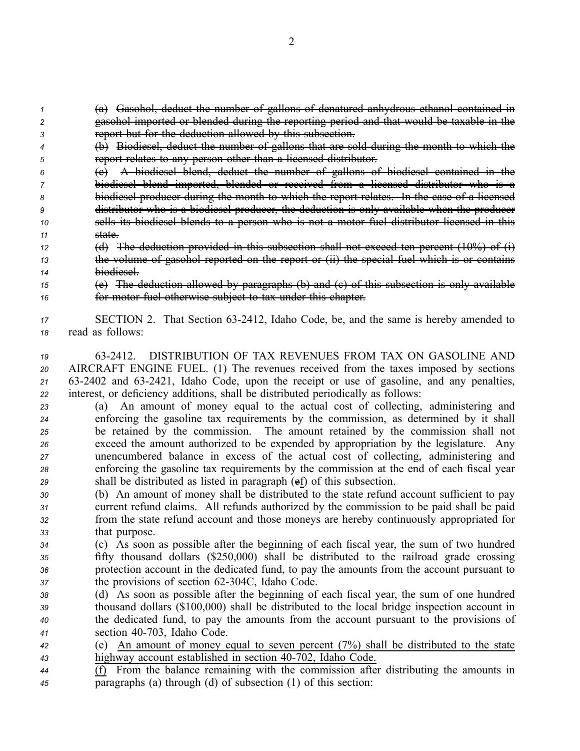~~(a) Gasohol, deduct the number of gallons of denatured anhydrous ethanol contained in gasohol imported or blended during the reporting period and that would be taxable in the report but for the deduction allowed by this subsection.~~

~~(b) Biodiesel, deduct the number of gallons that are sold during the month to which the report relates to any person other than a licensed distributor.~~

~~(c) A biodiesel blend, deduct the number of gallons of biodiesel contained in the biodiesel blend imported, blended or received from a licensed distributor who is a biodiesel producer during the month to which the report relates. In the case of a licensed distributor who is a biodiesel producer, the deduction is only available when the producer sells its biodiesel blends to a person who is not a motor fuel distributor licensed in this state.~~

~~(d) The deduction provided in this subsection shall not exceed ten percent (10%) of (i) the volume of gasohol reported on the report or (ii) the special fuel which is or contains biodiesel.~~

~~(e) The deduction allowed by paragraphs (b) and (c) of this subsection is only available for motor fuel otherwise subject to tax under this chapter.~~

SECTION 2. That Section 63-2412, Idaho Code, be, and the same is hereby amended to read as follows:

63-2412. DISTRIBUTION OF TAX REVENUES FROM TAX ON GASOLINE AND AIRCRAFT ENGINE FUEL. (1) The revenues received from the taxes imposed by sections 63-2402 and 63-2421, Idaho Code, upon the receipt or use of gasoline, and any penalties, interest, or deficiency additions, shall be distributed periodically as follows:

(a) An amount of money equal to the actual cost of collecting, administering and enforcing the gasoline tax requirements by the commission, as determined by it shall be retained by the commission. The amount retained by the commission shall not exceed the amount authorized to be expended by appropriation by the legislature. Any unencumbered balance in excess of the actual cost of collecting, administering and enforcing the gasoline tax requirements by the commission at the end of each fiscal year shall be distributed as listed in paragraph (~~e~~f) of this subsection.

(b) An amount of money shall be distributed to the state refund account sufficient to pay current refund claims. All refunds authorized by the commission to be paid shall be paid from the state refund account and those moneys are hereby continuously appropriated for that purpose.

(c) As soon as possible after the beginning of each fiscal year, the sum of two hundred fifty thousand dollars ($250,000) shall be distributed to the railroad grade crossing protection account in the dedicated fund, to pay the amounts from the account pursuant to the provisions of section 62-304C, Idaho Code.

(d) As soon as possible after the beginning of each fiscal year, the sum of one hundred thousand dollars ($100,000) shall be distributed to the local bridge inspection account in the dedicated fund, to pay the amounts from the account pursuant to the provisions of section 40-703, Idaho Code.

(e) <u>An amount of money equal to seven percent (7%) shall be distributed to the state highway account established in section 40-702, Idaho Code.</u>

<u>(f)</u> From the balance remaining with the commission after distributing the amounts in paragraphs (a) through (d) of subsection (1) of this section: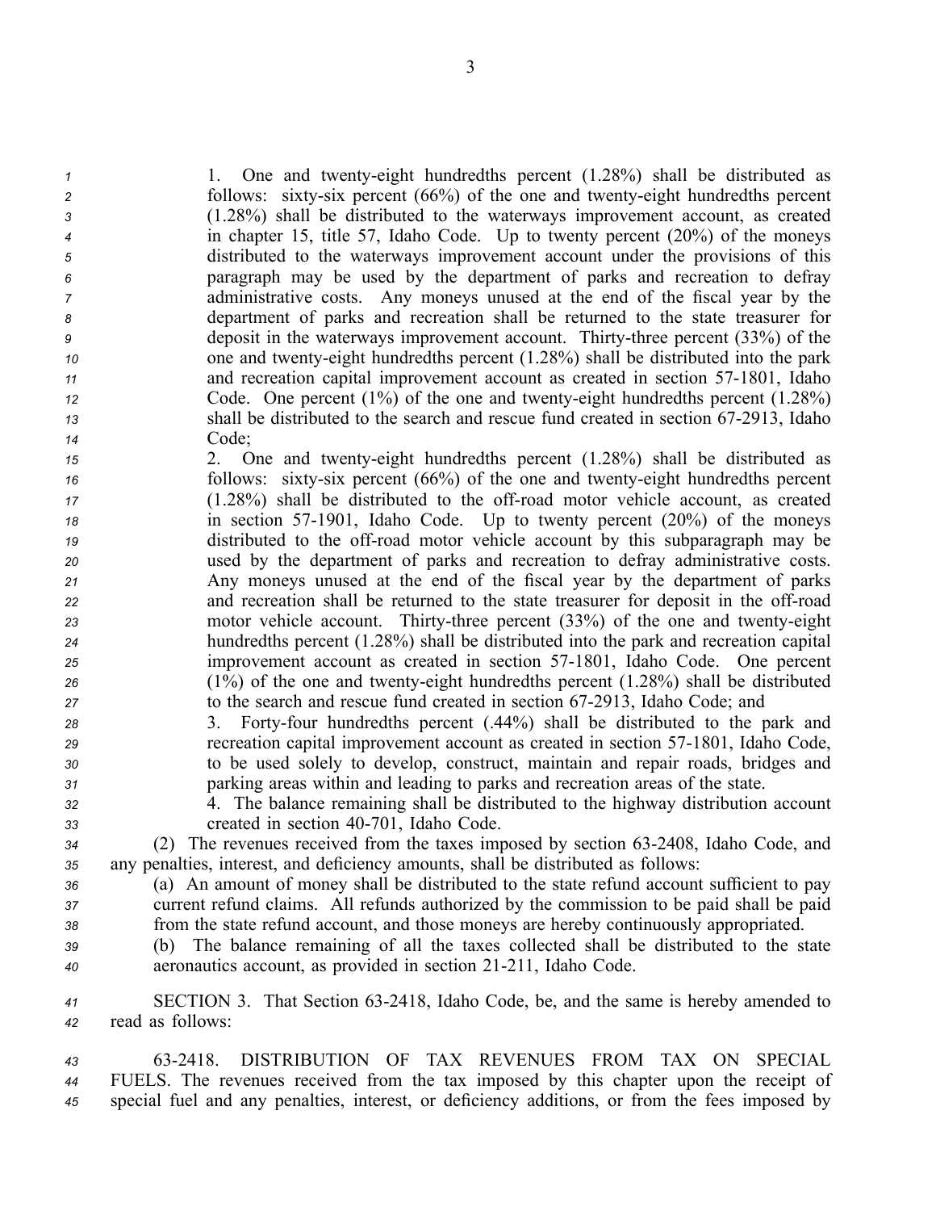1. One and twenty-eight hundredths percent (1.28%) shall be distributed as follows: sixty-six percent (66%) of the one and twenty-eight hundredths percent (1.28%) shall be distributed to the waterways improvement account, as created in chapter 15, title 57, Idaho Code. Up to twenty percent (20%) of the moneys distributed to the waterways improvement account under the provisions of this paragraph may be used by the department of parks and recreation to defray administrative costs. Any moneys unused at the end of the fiscal year by the department of parks and recreation shall be returned to the state treasurer for deposit in the waterways improvement account. Thirty-three percent (33%) of the one and twenty-eight hundredths percent (1.28%) shall be distributed into the park and recreation capital improvement account as created in section 57-1801, Idaho Code. One percent (1%) of the one and twenty-eight hundredths percent (1.28%) shall be distributed to the search and rescue fund created in section 67-2913, Idaho Code;

2. One and twenty-eight hundredths percent (1.28%) shall be distributed as follows: sixty-six percent (66%) of the one and twenty-eight hundredths percent (1.28%) shall be distributed to the off-road motor vehicle account, as created in section 57-1901, Idaho Code. Up to twenty percent (20%) of the moneys distributed to the off-road motor vehicle account by this subparagraph may be used by the department of parks and recreation to defray administrative costs. Any moneys unused at the end of the fiscal year by the department of parks and recreation shall be returned to the state treasurer for deposit in the off-road motor vehicle account. Thirty-three percent (33%) of the one and twenty-eight hundredths percent (1.28%) shall be distributed into the park and recreation capital improvement account as created in section 57-1801, Idaho Code. One percent (1%) of the one and twenty-eight hundredths percent (1.28%) shall be distributed to the search and rescue fund created in section 67-2913, Idaho Code; and

3. Forty-four hundredths percent (.44%) shall be distributed to the park and recreation capital improvement account as created in section 57-1801, Idaho Code, to be used solely to develop, construct, maintain and repair roads, bridges and parking areas within and leading to parks and recreation areas of the state.

4. The balance remaining shall be distributed to the highway distribution account created in section 40-701, Idaho Code.

(2) The revenues received from the taxes imposed by section 63-2408, Idaho Code, and any penalties, interest, and deficiency amounts, shall be distributed as follows:

(a) An amount of money shall be distributed to the state refund account sufficient to pay current refund claims. All refunds authorized by the commission to be paid shall be paid from the state refund account, and those moneys are hereby continuously appropriated.

(b) The balance remaining of all the taxes collected shall be distributed to the state aeronautics account, as provided in section 21-211, Idaho Code.

SECTION 3. That Section 63-2418, Idaho Code, be, and the same is hereby amended to read as follows:

63-2418. DISTRIBUTION OF TAX REVENUES FROM TAX ON SPECIAL FUELS. The revenues received from the tax imposed by this chapter upon the receipt of special fuel and any penalties, interest, or deficiency additions, or from the fees imposed by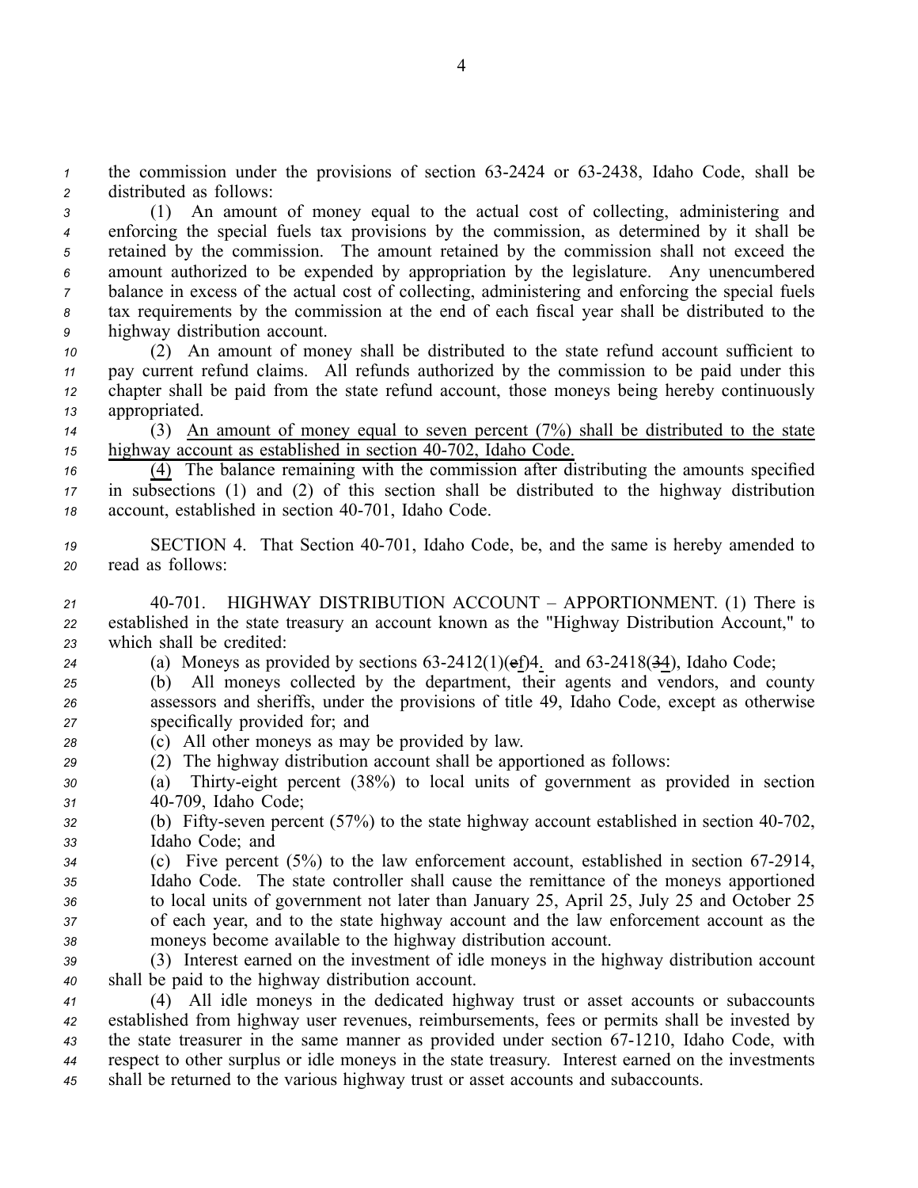the commission under the provisions of section 63-2424 or 63-2438, Idaho Code, shall be distributed as follows:

(1) An amount of money equal to the actual cost of collecting, administering and enforcing the special fuels tax provisions by the commission, as determined by it shall be retained by the commission. The amount retained by the commission shall not exceed the amount authorized to be expended by appropriation by the legislature. Any unencumbered balance in excess of the actual cost of collecting, administering and enforcing the special fuels tax requirements by the commission at the end of each fiscal year shall be distributed to the highway distribution account.

(2) An amount of money shall be distributed to the state refund account sufficient to pay current refund claims. All refunds authorized by the commission to be paid under this chapter shall be paid from the state refund account, those moneys being hereby continuously appropriated.

(3) <u>An amount of money equal to seven percent (7%) shall be distributed to the state highway account as established in section 40-702, Idaho Code.</u>

<u>(4)</u> The balance remaining with the commission after distributing the amounts specified in subsections (1) and (2) of this section shall be distributed to the highway distribution account, established in section 40-701, Idaho Code.

SECTION 4. That Section 40-701, Idaho Code, be, and the same is hereby amended to read as follows:

40-701. HIGHWAY DISTRIBUTION ACCOUNT – APPORTIONMENT. (1) There is established in the state treasury an account known as the "Highway Distribution Account," to which shall be credited:

(a) Moneys as provided by sections 63-2412(1)(~~e~~<u>f</u>)4<u>.</u> and 63-2418(~~3~~<u>4</u>), Idaho Code;

(b) All moneys collected by the department, their agents and vendors, and county assessors and sheriffs, under the provisions of title 49, Idaho Code, except as otherwise specifically provided for; and

(c) All other moneys as may be provided by law.

(2) The highway distribution account shall be apportioned as follows:

(a) Thirty-eight percent (38%) to local units of government as provided in section 40-709, Idaho Code;

(b) Fifty-seven percent (57%) to the state highway account established in section 40-702, Idaho Code; and

(c) Five percent (5%) to the law enforcement account, established in section 67-2914, Idaho Code. The state controller shall cause the remittance of the moneys apportioned to local units of government not later than January 25, April 25, July 25 and October 25 of each year, and to the state highway account and the law enforcement account as the moneys become available to the highway distribution account.

(3) Interest earned on the investment of idle moneys in the highway distribution account shall be paid to the highway distribution account.

(4) All idle moneys in the dedicated highway trust or asset accounts or subaccounts established from highway user revenues, reimbursements, fees or permits shall be invested by the state treasurer in the same manner as provided under section 67-1210, Idaho Code, with respect to other surplus or idle moneys in the state treasury. Interest earned on the investments shall be returned to the various highway trust or asset accounts and subaccounts.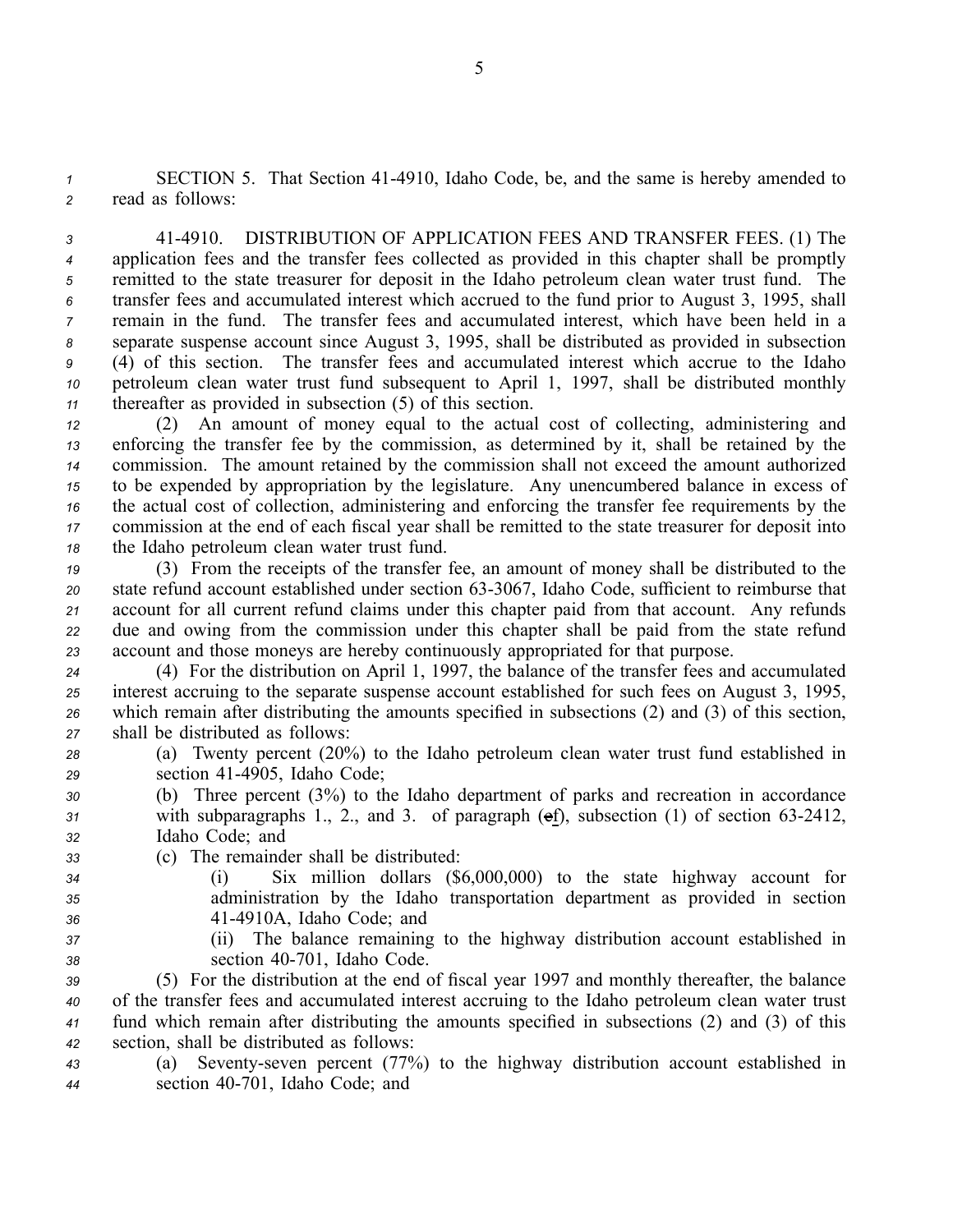SECTION 5. That Section 41-4910, Idaho Code, be, and the same is hereby amended to read as follows:

41-4910. DISTRIBUTION OF APPLICATION FEES AND TRANSFER FEES. (1) The application fees and the transfer fees collected as provided in this chapter shall be promptly remitted to the state treasurer for deposit in the Idaho petroleum clean water trust fund. The transfer fees and accumulated interest which accrued to the fund prior to August 3, 1995, shall remain in the fund. The transfer fees and accumulated interest, which have been held in a separate suspense account since August 3, 1995, shall be distributed as provided in subsection (4) of this section. The transfer fees and accumulated interest which accrue to the Idaho petroleum clean water trust fund subsequent to April 1, 1997, shall be distributed monthly thereafter as provided in subsection (5) of this section.

(2) An amount of money equal to the actual cost of collecting, administering and enforcing the transfer fee by the commission, as determined by it, shall be retained by the commission. The amount retained by the commission shall not exceed the amount authorized to be expended by appropriation by the legislature. Any unencumbered balance in excess of the actual cost of collection, administering and enforcing the transfer fee requirements by the commission at the end of each fiscal year shall be remitted to the state treasurer for deposit into the Idaho petroleum clean water trust fund.

(3) From the receipts of the transfer fee, an amount of money shall be distributed to the state refund account established under section 63-3067, Idaho Code, sufficient to reimburse that account for all current refund claims under this chapter paid from that account. Any refunds due and owing from the commission under this chapter shall be paid from the state refund account and those moneys are hereby continuously appropriated for that purpose.

(4) For the distribution on April 1, 1997, the balance of the transfer fees and accumulated interest accruing to the separate suspense account established for such fees on August 3, 1995, which remain after distributing the amounts specified in subsections (2) and (3) of this section, shall be distributed as follows:

(a) Twenty percent (20%) to the Idaho petroleum clean water trust fund established in section 41-4905, Idaho Code;

(b) Three percent (3%) to the Idaho department of parks and recreation in accordance with subparagraphs 1., 2., and 3. of paragraph (~~e~~f), subsection (1) of section 63-2412, Idaho Code; and

(c) The remainder shall be distributed:

(i) Six million dollars ($6,000,000) to the state highway account for administration by the Idaho transportation department as provided in section 41-4910A, Idaho Code; and

(ii) The balance remaining to the highway distribution account established in section 40-701, Idaho Code.

(5) For the distribution at the end of fiscal year 1997 and monthly thereafter, the balance of the transfer fees and accumulated interest accruing to the Idaho petroleum clean water trust fund which remain after distributing the amounts specified in subsections (2) and (3) of this section, shall be distributed as follows:

(a) Seventy-seven percent (77%) to the highway distribution account established in section 40-701, Idaho Code; and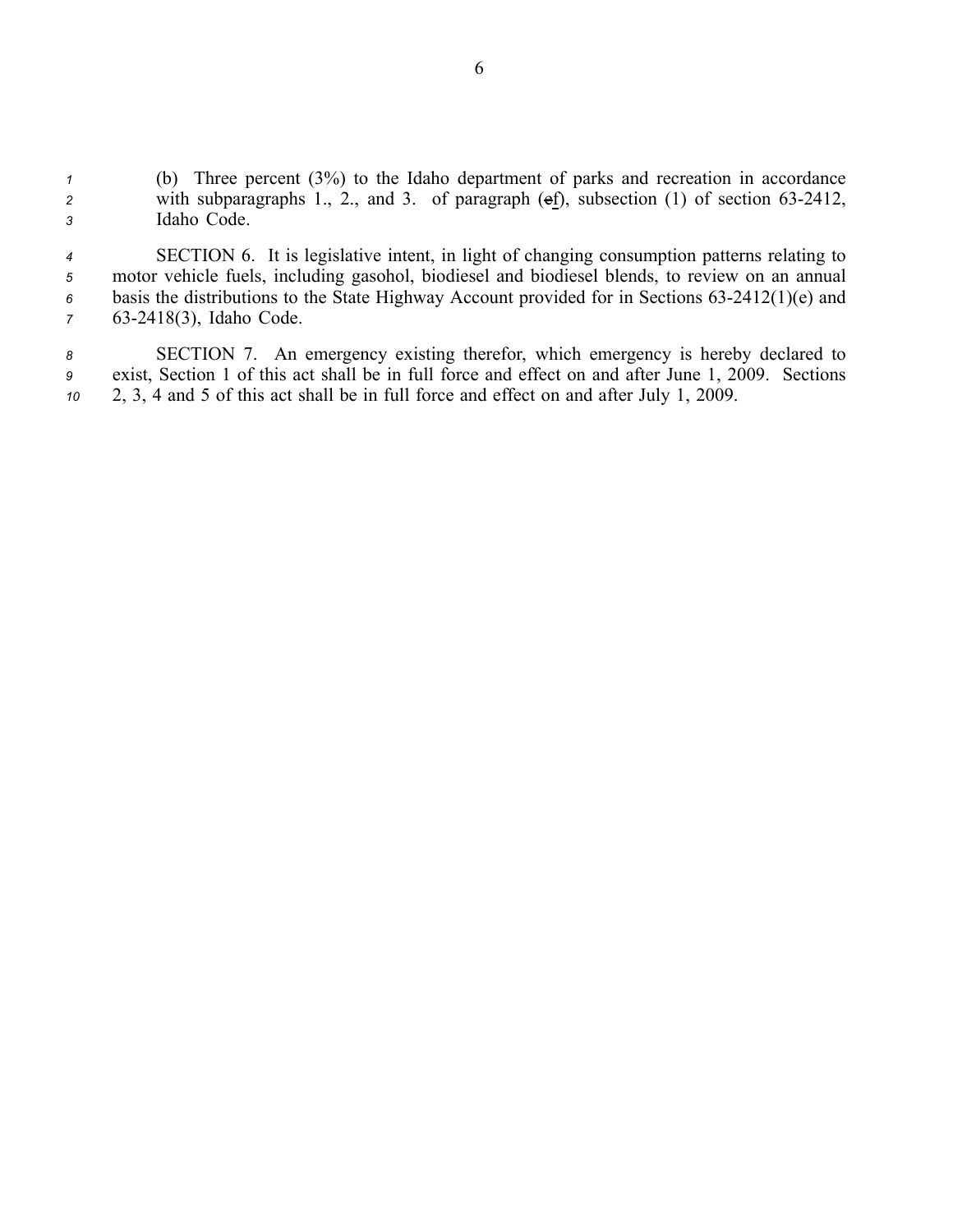(b) Three percent (3%) to the Idaho department of parks and recreation in accordance with subparagraphs 1., 2., and 3. of paragraph (~~e~~f), subsection (1) of section 63-2412, Idaho Code.

SECTION 6. It is legislative intent, in light of changing consumption patterns relating to motor vehicle fuels, including gasohol, biodiesel and biodiesel blends, to review on an annual basis the distributions to the State Highway Account provided for in Sections 63-2412(1)(e) and 63-2418(3), Idaho Code.

SECTION 7. An emergency existing therefor, which emergency is hereby declared to exist, Section 1 of this act shall be in full force and effect on and after June 1, 2009. Sections 2, 3, 4 and 5 of this act shall be in full force and effect on and after July 1, 2009.